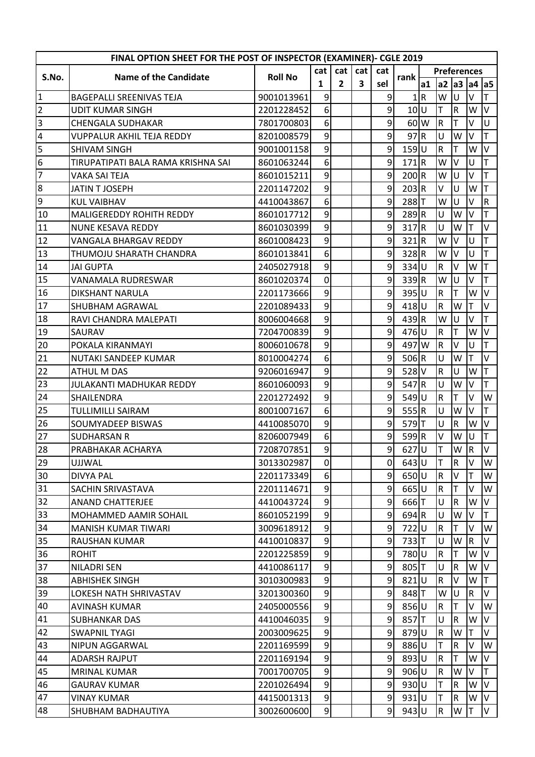| FINAL OPTION SHEET FOR THE POST OF INSPECTOR (EXAMINER)- CGLE 2019 | | | | | | | | | | | | |
|---|---|---|---|---|---|---|---|---|---|---|---|---|
| S.No. | Name of the Candidate | Roll No | cat 1 | cat 2 | cat 3 | cat sel | rank | Preferences | | | | |
| | | | | | | | | a1 | a2 | a3 | a4 | a5 |
| 1 | BAGEPALLI SREENIVAS TEJA | 9001013961 | 9 | | | 9 | 1 | R | W | U | V | T |
| 2 | UDIT KUMAR SINGH | 2201228452 | 6 | | | 9 | 10 | U | T | R | W | V |
| 3 | CHENGALA SUDHAKAR | 7801700803 | 6 | | | 9 | 60 | W | R | T | V | U |
| 4 | VUPPALUR AKHIL TEJA REDDY | 8201008579 | 9 | | | 9 | 97 | R | U | W | V | T |
| 5 | SHIVAM SINGH | 9001001158 | 9 | | | 9 | 159 | U | R | T | W | V |
| 6 | TIRUPATIPATI BALA RAMA KRISHNA SAI | 8601063244 | 6 | | | 9 | 171 | R | W | V | U | T |
| 7 | VAKA SAI TEJA | 8601015211 | 9 | | | 9 | 200 | R | W | U | V | T |
| 8 | JATIN T JOSEPH | 2201147202 | 9 | | | 9 | 203 | R | V | U | W | T |
| 9 | KUL VAIBHAV | 4410043867 | 6 | | | 9 | 288 | T | W | U | V | R |
| 10 | MALIGEREDDY ROHITH REDDY | 8601017712 | 9 | | | 9 | 289 | R | U | W | V | T |
| 11 | NUNE KESAVA REDDY | 8601030399 | 9 | | | 9 | 317 | R | U | W | T | V |
| 12 | VANGALA BHARGAV REDDY | 8601008423 | 9 | | | 9 | 321 | R | W | V | U | T |
| 13 | THUMOJU SHARATH CHANDRA | 8601013841 | 6 | | | 9 | 328 | R | W | V | U | T |
| 14 | JAI GUPTA | 2405027918 | 9 | | | 9 | 334 | U | R | V | W | T |
| 15 | VANAMALA RUDRESWAR | 8601020374 | 0 | | | 9 | 339 | R | W | U | V | T |
| 16 | DIKSHANT NARULA | 2201173666 | 9 | | | 9 | 395 | U | R | T | W | V |
| 17 | SHUBHAM AGRAWAL | 2201089433 | 9 | | | 9 | 418 | U | R | W | T | V |
| 18 | RAVI CHANDRA MALEPATI | 8006004668 | 9 | | | 9 | 439 | R | W | U | V | T |
| 19 | SAURAV | 7204700839 | 9 | | | 9 | 476 | U | R | T | W | V |
| 20 | POKALA KIRANMAYI | 8006010678 | 9 | | | 9 | 497 | W | R | V | U | T |
| 21 | NUTAKI SANDEEP KUMAR | 8010004274 | 6 | | | 9 | 506 | R | U | W | T | V |
| 22 | ATHUL M DAS | 9206016947 | 9 | | | 9 | 528 | V | R | U | W | T |
| 23 | JULAKANTI MADHUKAR REDDY | 8601060093 | 9 | | | 9 | 547 | R | U | W | V | T |
| 24 | SHAILENDRA | 2201272492 | 9 | | | 9 | 549 | U | R | T | V | W |
| 25 | TULLIMILLI SAIRAM | 8001007167 | 6 | | | 9 | 555 | R | U | W | V | T |
| 26 | SOUMYADEEP BISWAS | 4410085070 | 9 | | | 9 | 579 | T | U | R | W | V |
| 27 | SUDHARSAN R | 8206007949 | 6 | | | 9 | 599 | R | V | W | U | T |
| 28 | PRABHAKAR ACHARYA | 7208707851 | 9 | | | 9 | 627 | U | T | W | R | V |
| 29 | UJJWAL | 3013302987 | 0 | | | 0 | 643 | U | T | R | V | W |
| 30 | DIVYA PAL | 2201173349 | 6 | | | 9 | 650 | U | R | V | T | W |
| 31 | SACHIN SRIVASTAVA | 2201114671 | 9 | | | 9 | 665 | U | R | T | V | W |
| 32 | ANAND CHATTERJEE | 4410043724 | 9 | | | 9 | 666 | T | U | R | W | V |
| 33 | MOHAMMED AAMIR SOHAIL | 8601052199 | 9 | | | 9 | 694 | R | U | W | V | T |
| 34 | MANISH KUMAR TIWARI | 3009618912 | 9 | | | 9 | 722 | U | R | T | V | W |
| 35 | RAUSHAN KUMAR | 4410010837 | 9 | | | 9 | 733 | T | U | W | R | V |
| 36 | ROHIT | 2201225859 | 9 | | | 9 | 780 | U | R | T | W | V |
| 37 | NILADRI SEN | 4410086117 | 9 | | | 9 | 805 | T | U | R | W | V |
| 38 | ABHISHEK SINGH | 3010300983 | 9 | | | 9 | 821 | U | R | V | W | T |
| 39 | LOKESH NATH SHRIVASTAV | 3201300360 | 9 | | | 9 | 848 | T | W | U | R | V |
| 40 | AVINASH KUMAR | 2405000556 | 9 | | | 9 | 856 | U | R | T | V | W |
| 41 | SUBHANKAR DAS | 4410046035 | 9 | | | 9 | 857 | T | U | R | W | V |
| 42 | SWAPNIL TYAGI | 2003009625 | 9 | | | 9 | 879 | U | R | W | T | V |
| 43 | NIPUN AGGARWAL | 2201169599 | 9 | | | 9 | 886 | U | T | R | V | W |
| 44 | ADARSH RAJPUT | 2201169194 | 9 | | | 9 | 893 | U | R | T | W | V |
| 45 | MRINAL KUMAR | 7001700705 | 9 | | | 9 | 906 | U | R | W | V | T |
| 46 | GAURAV KUMAR | 2201026494 | 9 | | | 9 | 930 | U | T | R | W | V |
| 47 | VINAY KUMAR | 4415001313 | 9 | | | 9 | 931 | U | T | R | W | V |
| 48 | SHUBHAM BADHAUTIYA | 3002600600 | 9 | | | 9 | 943 | U | R | W | T | V |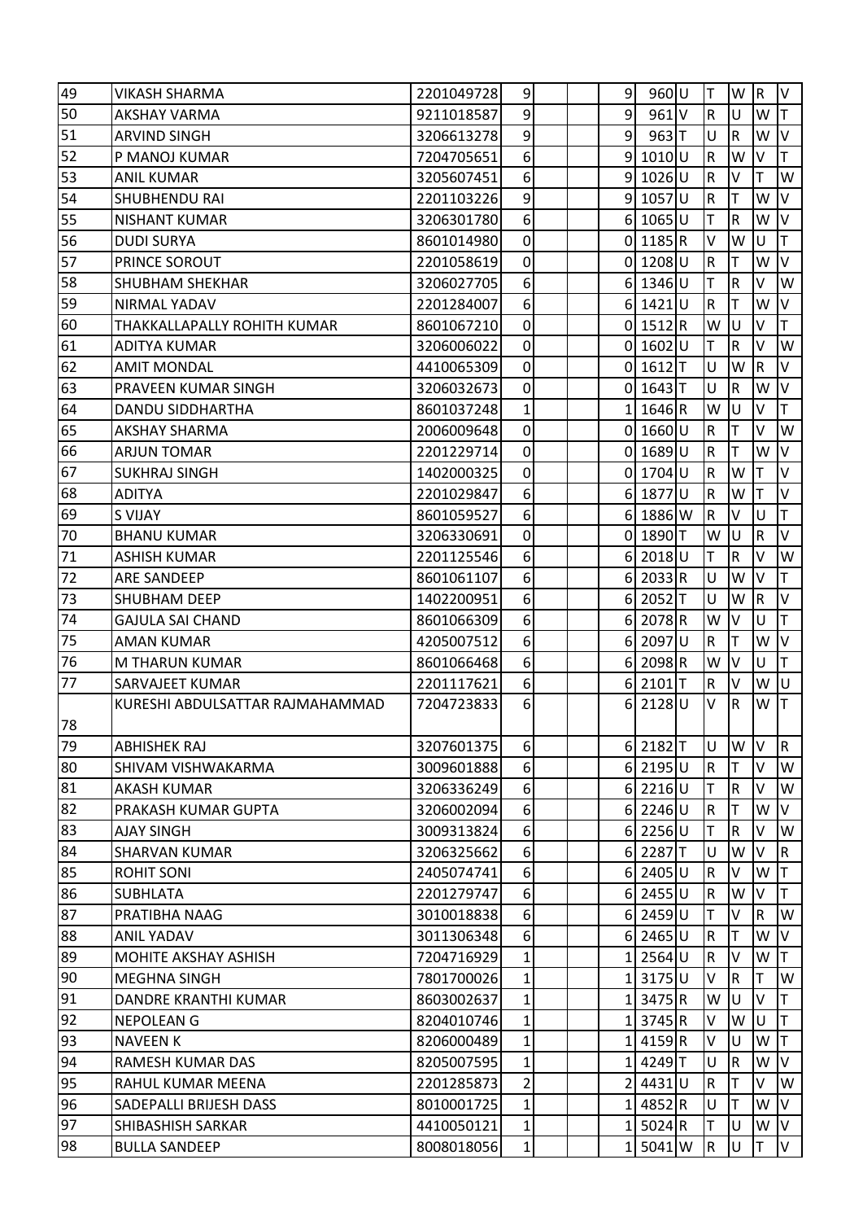| | | | | | | | | | | | | |
|---|---|---|---|---|---|---|---|---|---|---|---|---|
| 49 | VIKASH SHARMA | 2201049728 | 9 | | | 9 | 960 | U | T | W | R | V |
| 50 | AKSHAY VARMA | 9211018587 | 9 | | | 9 | 961 | V | R | U | W | T |
| 51 | ARVIND SINGH | 3206613278 | 9 | | | 9 | 963 | T | U | R | W | V |
| 52 | P MANOJ KUMAR | 7204705651 | 6 | | | 9 | 1010 | U | R | W | V | T |
| 53 | ANIL KUMAR | 3205607451 | 6 | | | 9 | 1026 | U | R | V | T | W |
| 54 | SHUBHENDU RAI | 2201103226 | 9 | | | 9 | 1057 | U | R | T | W | V |
| 55 | NISHANT KUMAR | 3206301780 | 6 | | | 6 | 1065 | U | T | R | W | V |
| 56 | DUDI SURYA | 8601014980 | 0 | | | 0 | 1185 | R | V | W | U | T |
| 57 | PRINCE SOROUT | 2201058619 | 0 | | | 0 | 1208 | U | R | T | W | V |
| 58 | SHUBHAM SHEKHAR | 3206027705 | 6 | | | 6 | 1346 | U | T | R | V | W |
| 59 | NIRMAL YADAV | 2201284007 | 6 | | | 6 | 1421 | U | R | T | W | V |
| 60 | THAKKALLAPALLY ROHITH KUMAR | 8601067210 | 0 | | | 0 | 1512 | R | W | U | V | T |
| 61 | ADITYA KUMAR | 3206006022 | 0 | | | 0 | 1602 | U | T | R | V | W |
| 62 | AMIT MONDAL | 4410065309 | 0 | | | 0 | 1612 | T | U | W | R | V |
| 63 | PRAVEEN KUMAR SINGH | 3206032673 | 0 | | | 0 | 1643 | T | U | R | W | V |
| 64 | DANDU SIDDHARTHA | 8601037248 | 1 | | | 1 | 1646 | R | W | U | V | T |
| 65 | AKSHAY SHARMA | 2006009648 | 0 | | | 0 | 1660 | U | R | T | V | W |
| 66 | ARJUN TOMAR | 2201229714 | 0 | | | 0 | 1689 | U | R | T | W | V |
| 67 | SUKHRAJ SINGH | 1402000325 | 0 | | | 0 | 1704 | U | R | W | T | V |
| 68 | ADITYA | 2201029847 | 6 | | | 6 | 1877 | U | R | W | T | V |
| 69 | S VIJAY | 8601059527 | 6 | | | 6 | 1886 | W | R | V | U | T |
| 70 | BHANU KUMAR | 3206330691 | 0 | | | 0 | 1890 | T | W | U | R | V |
| 71 | ASHISH KUMAR | 2201125546 | 6 | | | 6 | 2018 | U | T | R | V | W |
| 72 | ARE SANDEEP | 8601061107 | 6 | | | 6 | 2033 | R | U | W | V | T |
| 73 | SHUBHAM DEEP | 1402200951 | 6 | | | 6 | 2052 | T | U | W | R | V |
| 74 | GAJULA SAI CHAND | 8601066309 | 6 | | | 6 | 2078 | R | W | V | U | T |
| 75 | AMAN KUMAR | 4205007512 | 6 | | | 6 | 2097 | U | R | T | W | V |
| 76 | M THARUN KUMAR | 8601066468 | 6 | | | 6 | 2098 | R | W | V | U | T |
| 77 | SARVAJEET KUMAR | 2201117621 | 6 | | | 6 | 2101 | T | R | V | W | U |
| 78 | KURESHI ABDULSATTAR RAJMAHAMMAD | 7204723833 | 6 | | | 6 | 2128 | U | V | R | W | T |
| 79 | ABHISHEK RAJ | 3207601375 | 6 | | | 6 | 2182 | T | U | W | V | R |
| 80 | SHIVAM VISHWAKARMA | 3009601888 | 6 | | | 6 | 2195 | U | R | T | V | W |
| 81 | AKASH KUMAR | 3206336249 | 6 | | | 6 | 2216 | U | T | R | V | W |
| 82 | PRAKASH KUMAR GUPTA | 3206002094 | 6 | | | 6 | 2246 | U | R | T | W | V |
| 83 | AJAY SINGH | 3009313824 | 6 | | | 6 | 2256 | U | T | R | V | W |
| 84 | SHARVAN KUMAR | 3206325662 | 6 | | | 6 | 2287 | T | U | W | V | R |
| 85 | ROHIT SONI | 2405074741 | 6 | | | 6 | 2405 | U | R | V | W | T |
| 86 | SUBHLATA | 2201279747 | 6 | | | 6 | 2455 | U | R | W | V | T |
| 87 | PRATIBHA NAAG | 3010018838 | 6 | | | 6 | 2459 | U | T | V | R | W |
| 88 | ANIL YADAV | 3011306348 | 6 | | | 6 | 2465 | U | R | T | W | V |
| 89 | MOHITE AKSHAY ASHISH | 7204716929 | 1 | | | 1 | 2564 | U | R | V | W | T |
| 90 | MEGHNA SINGH | 7801700026 | 1 | | | 1 | 3175 | U | V | R | T | W |
| 91 | DANDRE KRANTHI KUMAR | 8603002637 | 1 | | | 1 | 3475 | R | W | U | V | T |
| 92 | NEPOLEAN G | 8204010746 | 1 | | | 1 | 3745 | R | V | W | U | T |
| 93 | NAVEEN K | 8206000489 | 1 | | | 1 | 4159 | R | V | U | W | T |
| 94 | RAMESH KUMAR DAS | 8205007595 | 1 | | | 1 | 4249 | T | U | R | W | V |
| 95 | RAHUL KUMAR MEENA | 2201285873 | 2 | | | 2 | 4431 | U | R | T | V | W |
| 96 | SADEPALLI BRIJESH DASS | 8010001725 | 1 | | | 1 | 4852 | R | U | T | W | V |
| 97 | SHIBASHISH SARKAR | 4410050121 | 1 | | | 1 | 5024 | R | T | U | W | V |
| 98 | BULLA SANDEEP | 8008018056 | 1 | | | 1 | 5041 | W | R | U | T | V |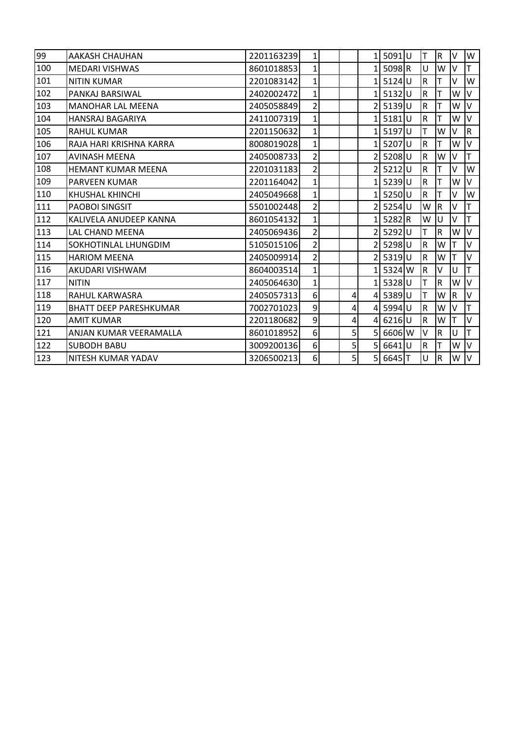| | | | | | | | | | | | | |
|---|---|---|---|---|---|---|---|---|---|---|---|---|
| 99 | AAKASH CHAUHAN | 2201163239 | 1 | | | 1 | 5091 | U | T | R | V | W |
| 100 | MEDARI VISHWAS | 8601018853 | 1 | | | 1 | 5098 | R | U | W | V | T |
| 101 | NITIN KUMAR | 2201083142 | 1 | | | 1 | 5124 | U | R | T | V | W |
| 102 | PANKAJ BARSIWAL | 2402002472 | 1 | | | 1 | 5132 | U | R | T | W | V |
| 103 | MANOHAR LAL MEENA | 2405058849 | 2 | | | 2 | 5139 | U | R | T | W | V |
| 104 | HANSRAJ BAGARIYA | 2411007319 | 1 | | | 1 | 5181 | U | R | T | W | V |
| 105 | RAHUL KUMAR | 2201150632 | 1 | | | 1 | 5197 | U | T | W | V | R |
| 106 | RAJA HARI KRISHNA KARRA | 8008019028 | 1 | | | 1 | 5207 | U | R | T | W | V |
| 107 | AVINASH MEENA | 2405008733 | 2 | | | 2 | 5208 | U | R | W | V | T |
| 108 | HEMANT KUMAR MEENA | 2201031183 | 2 | | | 2 | 5212 | U | R | T | V | W |
| 109 | PARVEEN KUMAR | 2201164042 | 1 | | | 1 | 5239 | U | R | T | W | V |
| 110 | KHUSHAL KHINCHI | 2405049668 | 1 | | | 1 | 5250 | U | R | T | V | W |
| 111 | PAOBOI SINGSIT | 5501002448 | 2 | | | 2 | 5254 | U | W | R | V | T |
| 112 | KALIVELA ANUDEEP KANNA | 8601054132 | 1 | | | 1 | 5282 | R | W | U | V | T |
| 113 | LAL CHAND MEENA | 2405069436 | 2 | | | 2 | 5292 | U | T | R | W | V |
| 114 | SOKHOTINLAL LHUNGDIM | 5105015106 | 2 | | | 2 | 5298 | U | R | W | T | V |
| 115 | HARIOM MEENA | 2405009914 | 2 | | | 2 | 5319 | U | R | W | T | V |
| 116 | AKUDARI VISHWAM | 8604003514 | 1 | | | 1 | 5324 | W | R | V | U | T |
| 117 | NITIN | 2405064630 | 1 | | | 1 | 5328 | U | T | R | W | V |
| 118 | RAHUL KARWASRA | 2405057313 | 6 | | 4 | 4 | 5389 | U | T | W | R | V |
| 119 | BHATT DEEP PARESHKUMAR | 7002701023 | 9 | | 4 | 4 | 5994 | U | R | W | V | T |
| 120 | AMIT KUMAR | 2201180682 | 9 | | 4 | 4 | 6216 | U | R | W | T | V |
| 121 | ANJAN KUMAR VEERAMALLA | 8601018952 | 6 | | 5 | 5 | 6606 | W | V | R | U | T |
| 122 | SUBODH BABU | 3009200136 | 6 | | 5 | 5 | 6641 | U | R | T | W | V |
| 123 | NITESH KUMAR YADAV | 3206500213 | 6 | | 5 | 5 | 6645 | T | U | R | W | V |